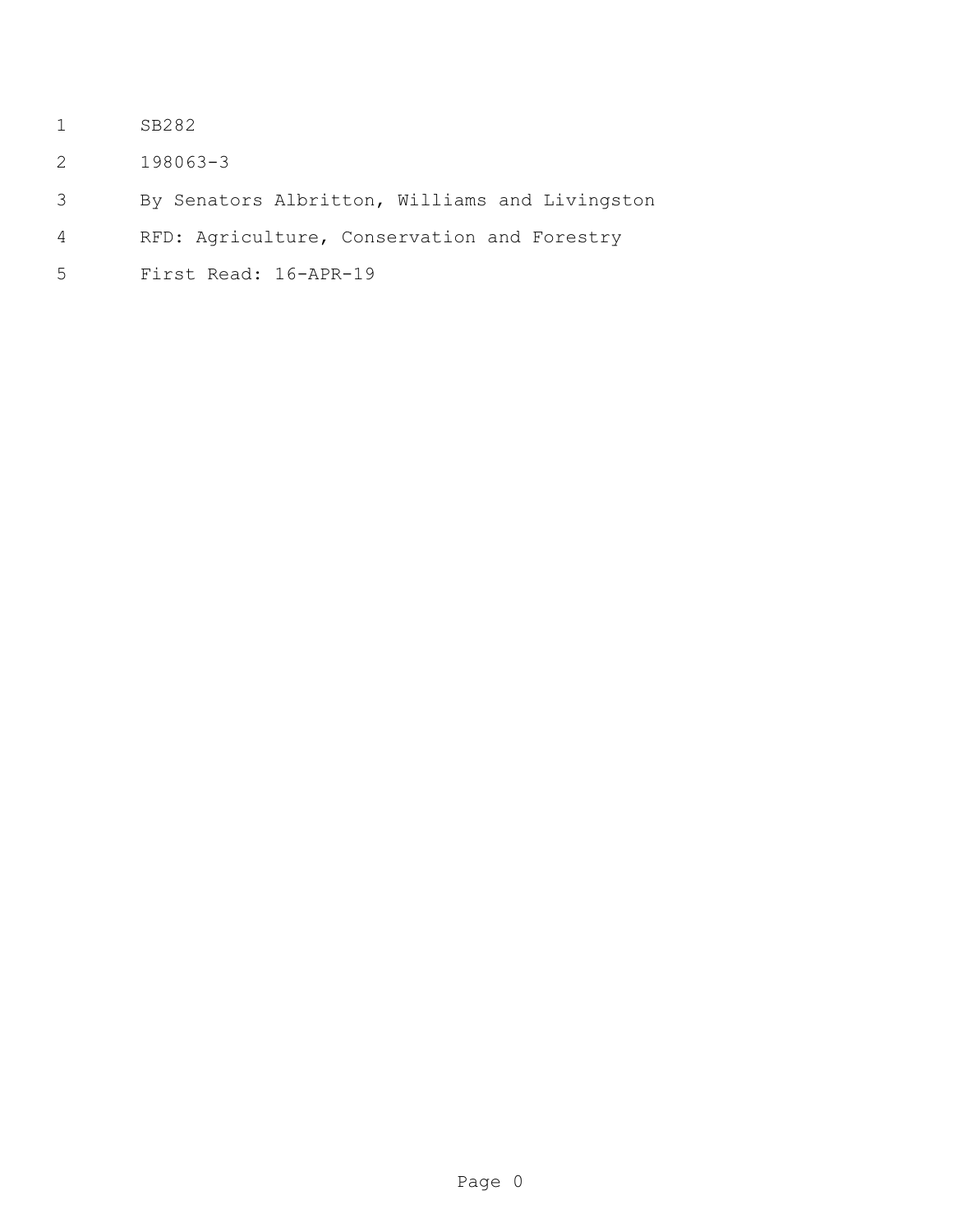SB282

198063-3

By Senators Albritton, Williams and Livingston

RFD: Agriculture, Conservation and Forestry

First Read: 16-APR-19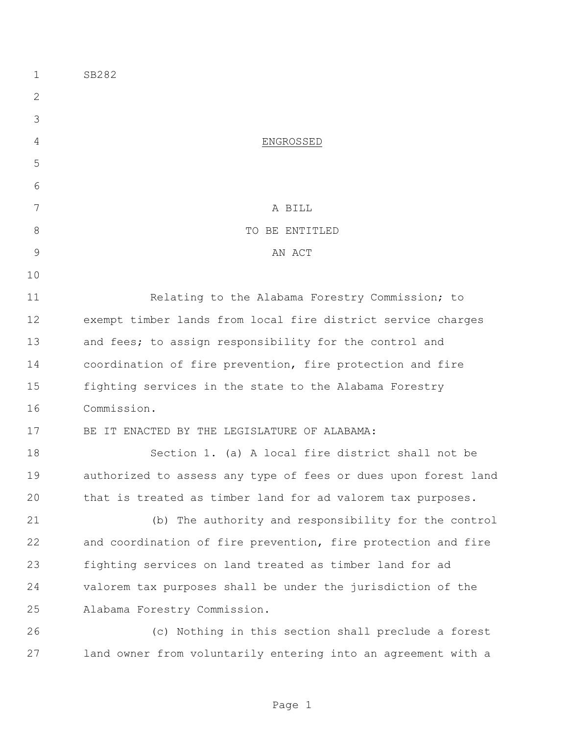SB282

ENGROSSED

A BILL
TO BE ENTITLED
AN ACT

Relating to the Alabama Forestry Commission; to exempt timber lands from local fire district service charges and fees; to assign responsibility for the control and coordination of fire prevention, fire protection and fire fighting services in the state to the Alabama Forestry Commission.

BE IT ENACTED BY THE LEGISLATURE OF ALABAMA:

Section 1. (a) A local fire district shall not be authorized to assess any type of fees or dues upon forest land that is treated as timber land for ad valorem tax purposes.

(b) The authority and responsibility for the control and coordination of fire prevention, fire protection and fire fighting services on land treated as timber land for ad valorem tax purposes shall be under the jurisdiction of the Alabama Forestry Commission.

(c) Nothing in this section shall preclude a forest land owner from voluntarily entering into an agreement with a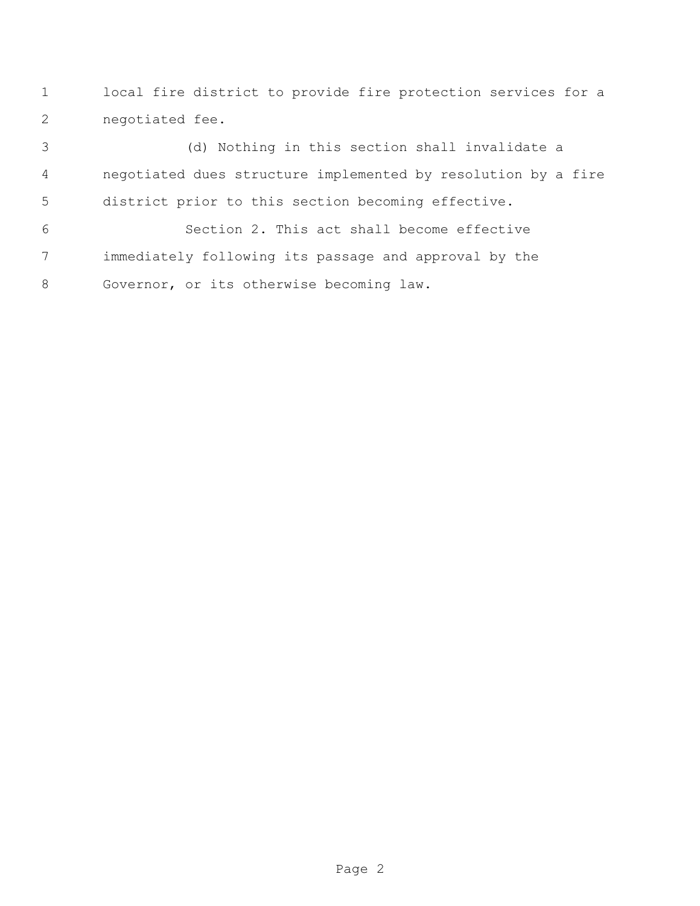local fire district to provide fire protection services for a negotiated fee.

(d) Nothing in this section shall invalidate a negotiated dues structure implemented by resolution by a fire district prior to this section becoming effective.

Section 2. This act shall become effective immediately following its passage and approval by the Governor, or its otherwise becoming law.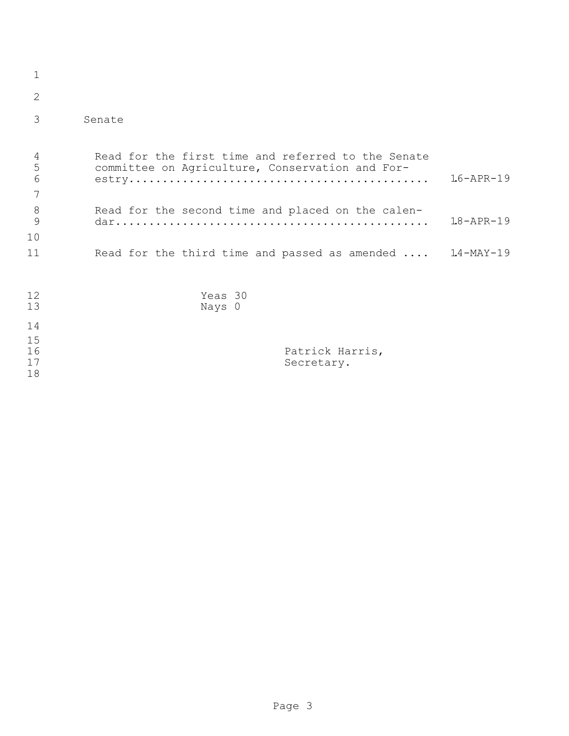Senate

Read for the first time and referred to the Senate committee on Agriculture, Conservation and Forestry.............................................. 16-APR-19

Read for the second time and placed on the calendar.............................................. 18-APR-19

Read for the third time and passed as amended .... 14-MAY-19

Yeas 30
Nays 0

Patrick Harris,
Secretary.